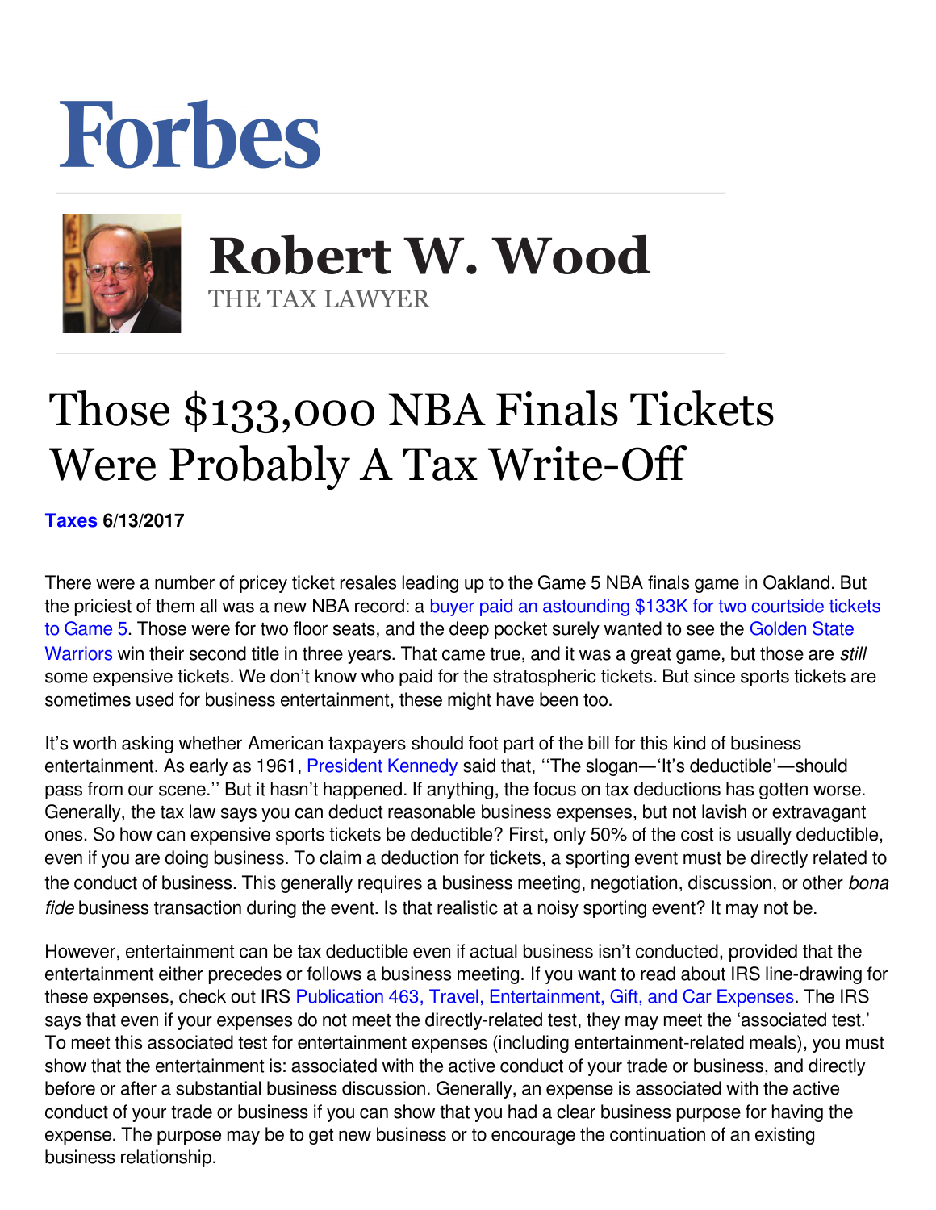# Forbes

## Robert W. Wood

THE TAX LAWYER

# Those $133,000 NBA Finals Tickets Were Probably A Tax Write-Off

**Taxes 6/13/2017**

There were a number of pricey ticket resales leading up to the Game 5 NBA finals game in Oakland. But the priciest of them all was a new NBA record: a buyer paid an astounding $133K for two courtside tickets to Game 5. Those were for two floor seats, and the deep pocket surely wanted to see the Golden State Warriors win their second title in three years. That came true, and it was a great game, but those are *still* some expensive tickets. We don't know who paid for the stratospheric tickets. But since sports tickets are sometimes used for business entertainment, these might have been too.

It's worth asking whether American taxpayers should foot part of the bill for this kind of business entertainment. As early as 1961, President Kennedy said that, ''The slogan—'It's deductible'—should pass from our scene.'' But it hasn't happened. If anything, the focus on tax deductions has gotten worse. Generally, the tax law says you can deduct reasonable business expenses, but not lavish or extravagant ones. So how can expensive sports tickets be deductible? First, only 50% of the cost is usually deductible, even if you are doing business. To claim a deduction for tickets, a sporting event must be directly related to the conduct of business. This generally requires a business meeting, negotiation, discussion, or other *bona fide* business transaction during the event. Is that realistic at a noisy sporting event? It may not be.

However, entertainment can be tax deductible even if actual business isn't conducted, provided that the entertainment either precedes or follows a business meeting. If you want to read about IRS line-drawing for these expenses, check out IRS Publication 463, Travel, Entertainment, Gift, and Car Expenses. The IRS says that even if your expenses do not meet the directly-related test, they may meet the 'associated test.' To meet this associated test for entertainment expenses (including entertainment-related meals), you must show that the entertainment is: associated with the active conduct of your trade or business, and directly before or after a substantial business discussion. Generally, an expense is associated with the active conduct of your trade or business if you can show that you had a clear business purpose for having the expense. The purpose may be to get new business or to encourage the continuation of an existing business relationship.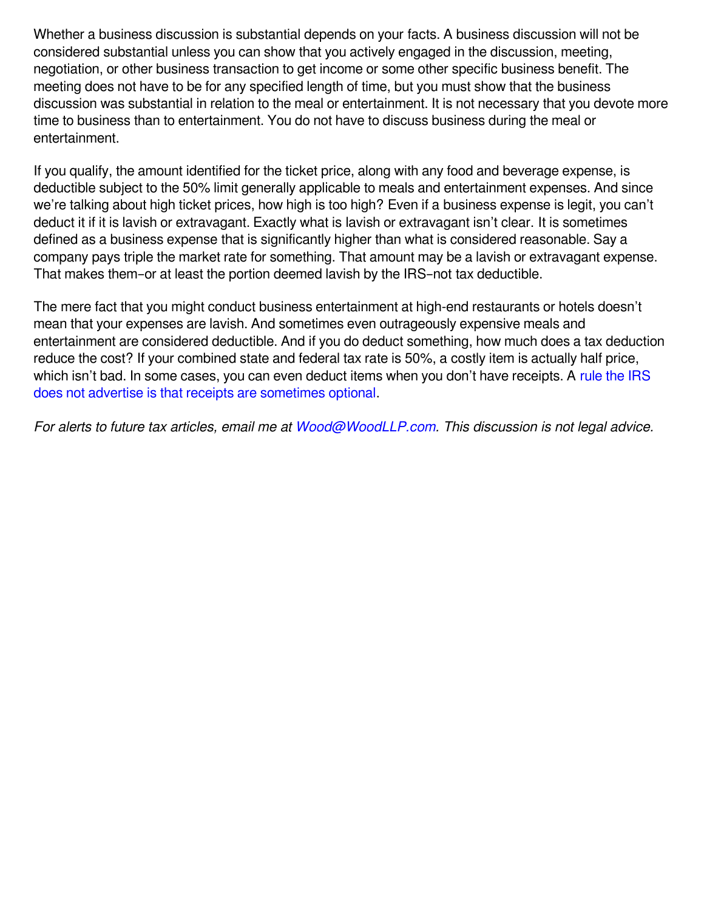Whether a business discussion is substantial depends on your facts. A business discussion will not be considered substantial unless you can show that you actively engaged in the discussion, meeting, negotiation, or other business transaction to get income or some other specific business benefit. The meeting does not have to be for any specified length of time, but you must show that the business discussion was substantial in relation to the meal or entertainment. It is not necessary that you devote more time to business than to entertainment. You do not have to discuss business during the meal or entertainment.

If you qualify, the amount identified for the ticket price, along with any food and beverage expense, is deductible subject to the 50% limit generally applicable to meals and entertainment expenses. And since we're talking about high ticket prices, how high is too high? Even if a business expense is legit, you can't deduct it if it is lavish or extravagant. Exactly what is lavish or extravagant isn't clear. It is sometimes defined as a business expense that is significantly higher than what is considered reasonable. Say a company pays triple the market rate for something. That amount may be a lavish or extravagant expense. That makes them–or at least the portion deemed lavish by the IRS–not tax deductible.

The mere fact that you might conduct business entertainment at high-end restaurants or hotels doesn't mean that your expenses are lavish. And sometimes even outrageously expensive meals and entertainment are considered deductible. And if you do deduct something, how much does a tax deduction reduce the cost? If your combined state and federal tax rate is 50%, a costly item is actually half price, which isn't bad. In some cases, you can even deduct items when you don't have receipts. A rule the IRS does not advertise is that receipts are sometimes optional.

*For alerts to future tax articles, email me at Wood@WoodLLP.com. This discussion is not legal advice.*